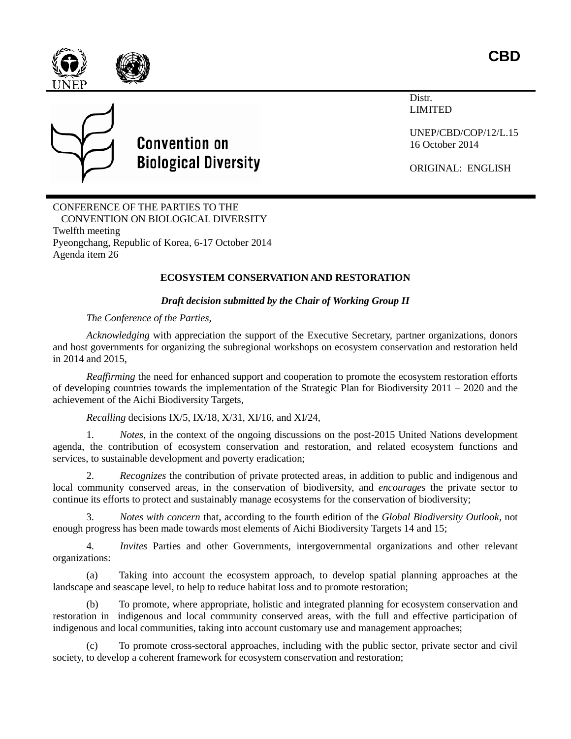**CBD**

Convention on Biological Diversity

Distr.
LIMITED

UNEP/CBD/COP/12/L.15
16 October 2014

ORIGINAL: ENGLISH

CONFERENCE OF THE PARTIES TO THE
CONVENTION ON BIOLOGICAL DIVERSITY
Twelfth meeting
Pyeongchang, Republic of Korea, 6-17 October 2014
Agenda item 26

## ECOSYSTEM CONSERVATION AND RESTORATION

***Draft decision submitted by the Chair of Working Group II***

*The Conference of the Parties,*

*Acknowledging* with appreciation the support of the Executive Secretary, partner organizations, donors and host governments for organizing the subregional workshops on ecosystem conservation and restoration held in 2014 and 2015,

*Reaffirming* the need for enhanced support and cooperation to promote the ecosystem restoration efforts of developing countries towards the implementation of the Strategic Plan for Biodiversity 2011 – 2020 and the achievement of the Aichi Biodiversity Targets,

*Recalling* decisions IX/5, IX/18, X/31, XI/16, and XI/24,

1. *Notes,* in the context of the ongoing discussions on the post-2015 United Nations development agenda, the contribution of ecosystem conservation and restoration, and related ecosystem functions and services, to sustainable development and poverty eradication;

2. *Recognizes* the contribution of private protected areas, in addition to public and indigenous and local community conserved areas, in the conservation of biodiversity, and *encourages* the private sector to continue its efforts to protect and sustainably manage ecosystems for the conservation of biodiversity;

3. *Notes with concern* that, according to the fourth edition of the *Global Biodiversity Outlook*, not enough progress has been made towards most elements of Aichi Biodiversity Targets 14 and 15;

4. *Invites* Parties and other Governments, intergovernmental organizations and other relevant organizations:

(a) Taking into account the ecosystem approach, to develop spatial planning approaches at the landscape and seascape level, to help to reduce habitat loss and to promote restoration;

(b) To promote, where appropriate, holistic and integrated planning for ecosystem conservation and restoration in indigenous and local community conserved areas, with the full and effective participation of indigenous and local communities, taking into account customary use and management approaches;

(c) To promote cross-sectoral approaches, including with the public sector, private sector and civil society, to develop a coherent framework for ecosystem conservation and restoration;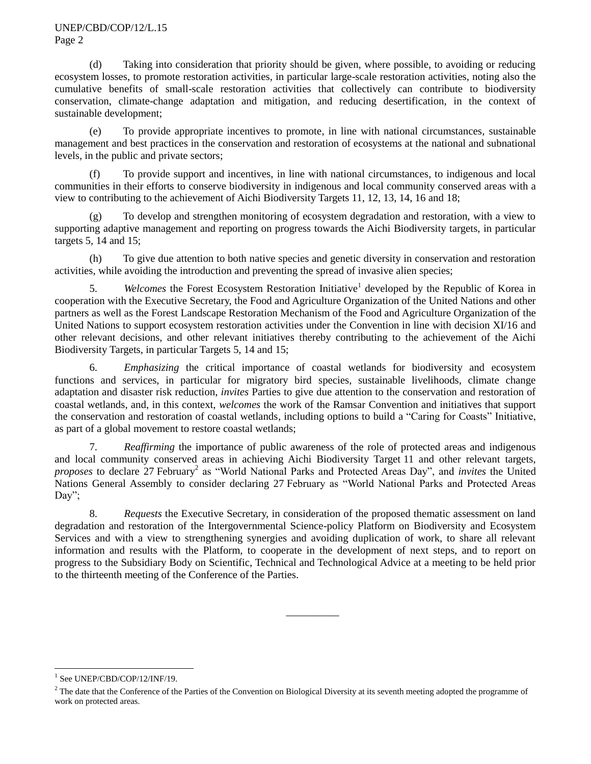(d) Taking into consideration that priority should be given, where possible, to avoiding or reducing ecosystem losses, to promote restoration activities, in particular large-scale restoration activities, noting also the cumulative benefits of small-scale restoration activities that collectively can contribute to biodiversity conservation, climate-change adaptation and mitigation, and reducing desertification, in the context of sustainable development;

(e) To provide appropriate incentives to promote, in line with national circumstances, sustainable management and best practices in the conservation and restoration of ecosystems at the national and subnational levels, in the public and private sectors;

(f) To provide support and incentives, in line with national circumstances, to indigenous and local communities in their efforts to conserve biodiversity in indigenous and local community conserved areas with a view to contributing to the achievement of Aichi Biodiversity Targets 11, 12, 13, 14, 16 and 18;

(g) To develop and strengthen monitoring of ecosystem degradation and restoration, with a view to supporting adaptive management and reporting on progress towards the Aichi Biodiversity targets, in particular targets 5, 14 and 15;

(h) To give due attention to both native species and genetic diversity in conservation and restoration activities, while avoiding the introduction and preventing the spread of invasive alien species;

5. *Welcomes* the Forest Ecosystem Restoration Initiative[1] developed by the Republic of Korea in cooperation with the Executive Secretary, the Food and Agriculture Organization of the United Nations and other partners as well as the Forest Landscape Restoration Mechanism of the Food and Agriculture Organization of the United Nations to support ecosystem restoration activities under the Convention in line with decision XI/16 and other relevant decisions, and other relevant initiatives thereby contributing to the achievement of the Aichi Biodiversity Targets, in particular Targets 5, 14 and 15;

6. *Emphasizing* the critical importance of coastal wetlands for biodiversity and ecosystem functions and services, in particular for migratory bird species, sustainable livelihoods, climate change adaptation and disaster risk reduction, *invites* Parties to give due attention to the conservation and restoration of coastal wetlands, and, in this context, *welcomes* the work of the Ramsar Convention and initiatives that support the conservation and restoration of coastal wetlands, including options to build a "Caring for Coasts" Initiative, as part of a global movement to restore coastal wetlands;

7. *Reaffirming* the importance of public awareness of the role of protected areas and indigenous and local community conserved areas in achieving Aichi Biodiversity Target 11 and other relevant targets, *proposes* to declare 27 February[2] as "World National Parks and Protected Areas Day", and *invites* the United Nations General Assembly to consider declaring 27 February as "World National Parks and Protected Areas Day";

8. *Requests* the Executive Secretary, in consideration of the proposed thematic assessment on land degradation and restoration of the Intergovernmental Science-policy Platform on Biodiversity and Ecosystem Services and with a view to strengthening synergies and avoiding duplication of work, to share all relevant information and results with the Platform, to cooperate in the development of next steps, and to report on progress to the Subsidiary Body on Scientific, Technical and Technological Advice at a meeting to be held prior to the thirteenth meeting of the Conference of the Parties.

__________

[1] See UNEP/CBD/COP/12/INF/19.

[2] The date that the Conference of the Parties of the Convention on Biological Diversity at its seventh meeting adopted the programme of work on protected areas.